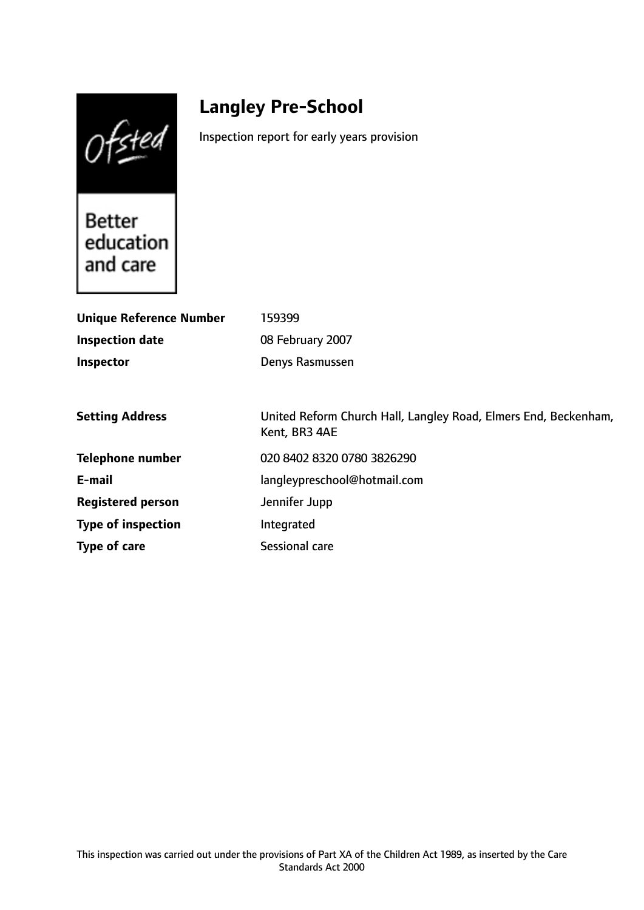# Langley Pre-School

Inspection report for early years provision

| | |
|---|---|
| **Unique Reference Number** | 159399 |
| **Inspection date** | 08 February 2007 |
| **Inspector** | Denys Rasmussen |

| | |
|---|---|
| **Setting Address** | United Reform Church Hall, Langley Road, Elmers End, Beckenham, Kent, BR3 4AE |
| **Telephone number** | 020 8402 8320 0780 3826290 |
| **E-mail** | langleypreschool@hotmail.com |
| **Registered person** | Jennifer Jupp |
| **Type of inspection** | Integrated |
| **Type of care** | Sessional care |

This inspection was carried out under the provisions of Part XA of the Children Act 1989, as inserted by the Care Standards Act 2000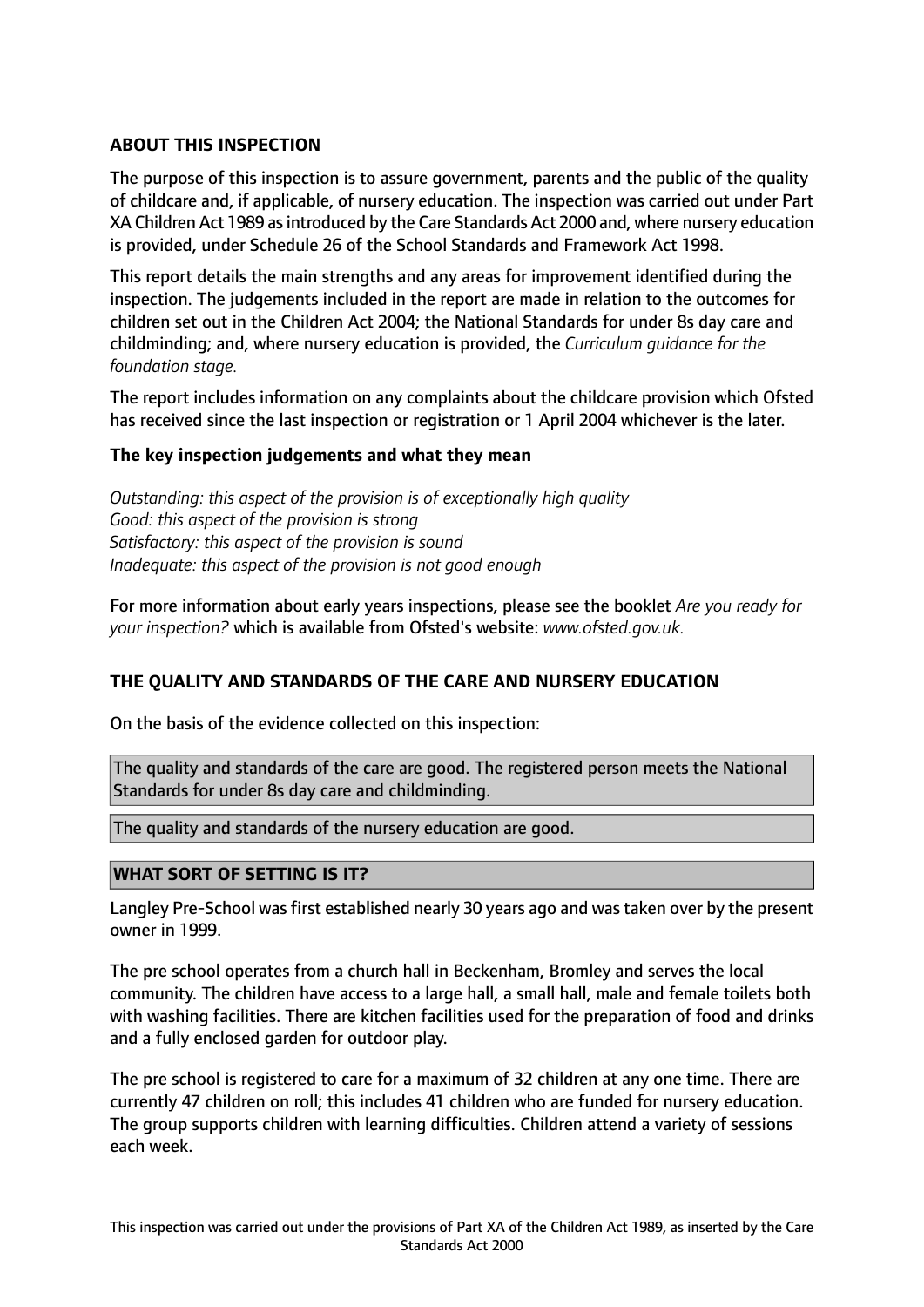## ABOUT THIS INSPECTION

The purpose of this inspection is to assure government, parents and the public of the quality of childcare and, if applicable, of nursery education. The inspection was carried out under Part XA Children Act 1989 as introduced by the Care Standards Act 2000 and, where nursery education is provided, under Schedule 26 of the School Standards and Framework Act 1998.

This report details the main strengths and any areas for improvement identified during the inspection. The judgements included in the report are made in relation to the outcomes for children set out in the Children Act 2004; the National Standards for under 8s day care and childminding; and, where nursery education is provided, the *Curriculum guidance for the foundation stage.*

The report includes information on any complaints about the childcare provision which Ofsted has received since the last inspection or registration or 1 April 2004 whichever is the later.

### The key inspection judgements and what they mean

*Outstanding: this aspect of the provision is of exceptionally high quality*
*Good: this aspect of the provision is strong*
*Satisfactory: this aspect of the provision is sound*
*Inadequate: this aspect of the provision is not good enough*

For more information about early years inspections, please see the booklet *Are you ready for your inspection?* which is available from Ofsted's website: *www.ofsted.gov.uk.*

## THE QUALITY AND STANDARDS OF THE CARE AND NURSERY EDUCATION

On the basis of the evidence collected on this inspection:

The quality and standards of the care are good. The registered person meets the National Standards for under 8s day care and childminding.

The quality and standards of the nursery education are good.

## WHAT SORT OF SETTING IS IT?

Langley Pre-School was first established nearly 30 years ago and was taken over by the present owner in 1999.

The pre school operates from a church hall in Beckenham, Bromley and serves the local community. The children have access to a large hall, a small hall, male and female toilets both with washing facilities. There are kitchen facilities used for the preparation of food and drinks and a fully enclosed garden for outdoor play.

The pre school is registered to care for a maximum of 32 children at any one time. There are currently 47 children on roll; this includes 41 children who are funded for nursery education. The group supports children with learning difficulties. Children attend a variety of sessions each week.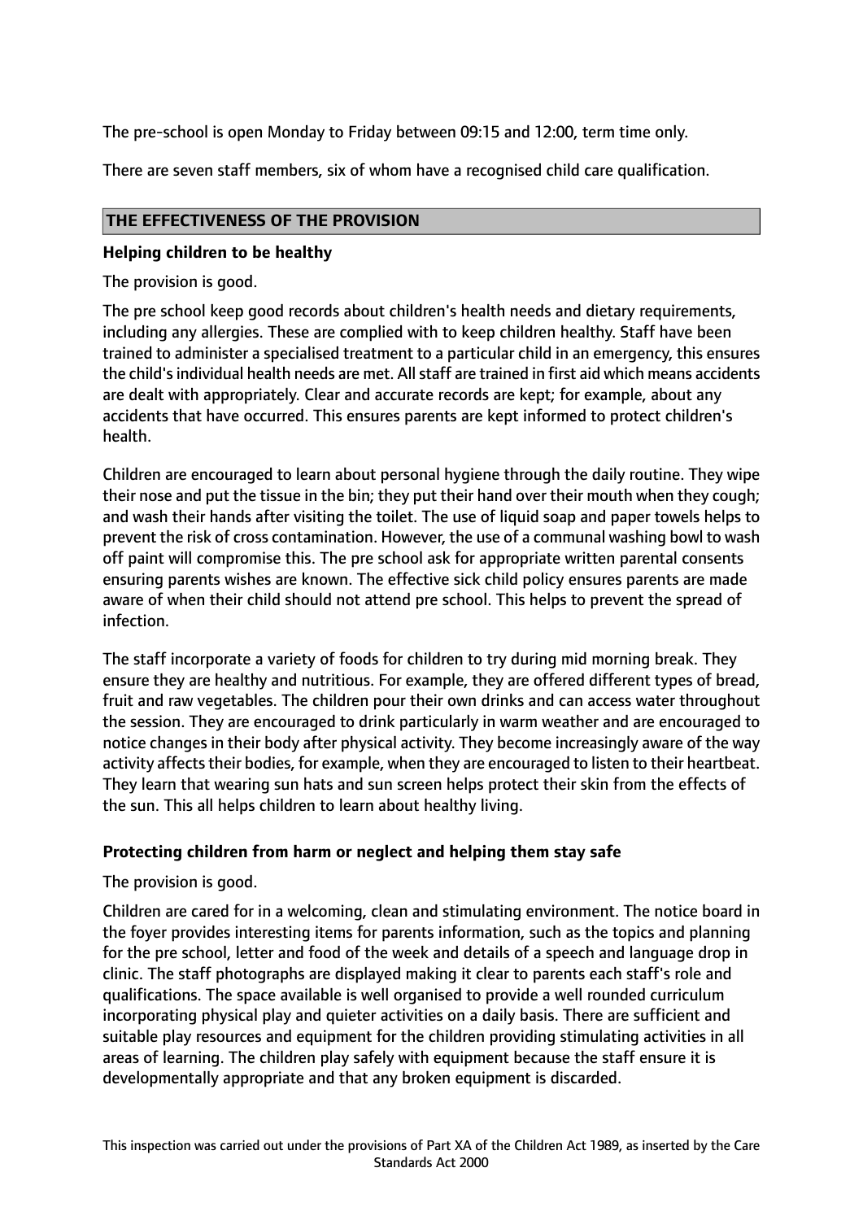The pre-school is open Monday to Friday between 09:15 and 12:00, term time only.

There are seven staff members, six of whom have a recognised child care qualification.

## THE EFFECTIVENESS OF THE PROVISION

### Helping children to be healthy

The provision is good.

The pre school keep good records about children's health needs and dietary requirements, including any allergies. These are complied with to keep children healthy. Staff have been trained to administer a specialised treatment to a particular child in an emergency, this ensures the child's individual health needs are met. All staff are trained in first aid which means accidents are dealt with appropriately. Clear and accurate records are kept; for example, about any accidents that have occurred. This ensures parents are kept informed to protect children's health.

Children are encouraged to learn about personal hygiene through the daily routine. They wipe their nose and put the tissue in the bin; they put their hand over their mouth when they cough; and wash their hands after visiting the toilet. The use of liquid soap and paper towels helps to prevent the risk of cross contamination. However, the use of a communal washing bowl to wash off paint will compromise this. The pre school ask for appropriate written parental consents ensuring parents wishes are known. The effective sick child policy ensures parents are made aware of when their child should not attend pre school. This helps to prevent the spread of infection.

The staff incorporate a variety of foods for children to try during mid morning break. They ensure they are healthy and nutritious. For example, they are offered different types of bread, fruit and raw vegetables. The children pour their own drinks and can access water throughout the session. They are encouraged to drink particularly in warm weather and are encouraged to notice changes in their body after physical activity. They become increasingly aware of the way activity affects their bodies, for example, when they are encouraged to listen to their heartbeat. They learn that wearing sun hats and sun screen helps protect their skin from the effects of the sun. This all helps children to learn about healthy living.

### Protecting children from harm or neglect and helping them stay safe

The provision is good.

Children are cared for in a welcoming, clean and stimulating environment. The notice board in the foyer provides interesting items for parents information, such as the topics and planning for the pre school, letter and food of the week and details of a speech and language drop in clinic. The staff photographs are displayed making it clear to parents each staff's role and qualifications. The space available is well organised to provide a well rounded curriculum incorporating physical play and quieter activities on a daily basis. There are sufficient and suitable play resources and equipment for the children providing stimulating activities in all areas of learning. The children play safely with equipment because the staff ensure it is developmentally appropriate and that any broken equipment is discarded.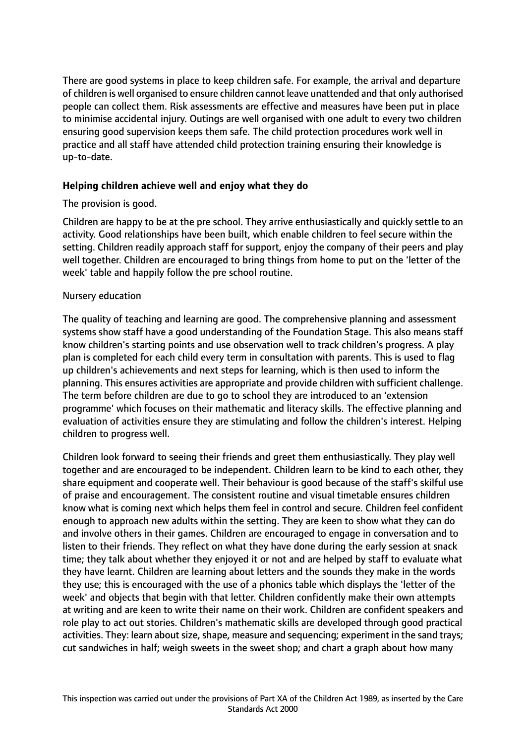There are good systems in place to keep children safe. For example, the arrival and departure of children is well organised to ensure children cannot leave unattended and that only authorised people can collect them. Risk assessments are effective and measures have been put in place to minimise accidental injury. Outings are well organised with one adult to every two children ensuring good supervision keeps them safe. The child protection procedures work well in practice and all staff have attended child protection training ensuring their knowledge is up-to-date.

### Helping children achieve well and enjoy what they do

The provision is good.

Children are happy to be at the pre school. They arrive enthusiastically and quickly settle to an activity. Good relationships have been built, which enable children to feel secure within the setting. Children readily approach staff for support, enjoy the company of their peers and play well together. Children are encouraged to bring things from home to put on the 'letter of the week' table and happily follow the pre school routine.

Nursery education

The quality of teaching and learning are good. The comprehensive planning and assessment systems show staff have a good understanding of the Foundation Stage. This also means staff know children's starting points and use observation well to track children's progress. A play plan is completed for each child every term in consultation with parents. This is used to flag up children's achievements and next steps for learning, which is then used to inform the planning. This ensures activities are appropriate and provide children with sufficient challenge. The term before children are due to go to school they are introduced to an 'extension programme' which focuses on their mathematic and literacy skills. The effective planning and evaluation of activities ensure they are stimulating and follow the children's interest. Helping children to progress well.

Children look forward to seeing their friends and greet them enthusiastically. They play well together and are encouraged to be independent. Children learn to be kind to each other, they share equipment and cooperate well. Their behaviour is good because of the staff's skilful use of praise and encouragement. The consistent routine and visual timetable ensures children know what is coming next which helps them feel in control and secure. Children feel confident enough to approach new adults within the setting. They are keen to show what they can do and involve others in their games. Children are encouraged to engage in conversation and to listen to their friends. They reflect on what they have done during the early session at snack time; they talk about whether they enjoyed it or not and are helped by staff to evaluate what they have learnt. Children are learning about letters and the sounds they make in the words they use; this is encouraged with the use of a phonics table which displays the 'letter of the week' and objects that begin with that letter. Children confidently make their own attempts at writing and are keen to write their name on their work. Children are confident speakers and role play to act out stories. Children's mathematic skills are developed through good practical activities. They: learn about size, shape, measure and sequencing; experiment in the sand trays; cut sandwiches in half; weigh sweets in the sweet shop; and chart a graph about how many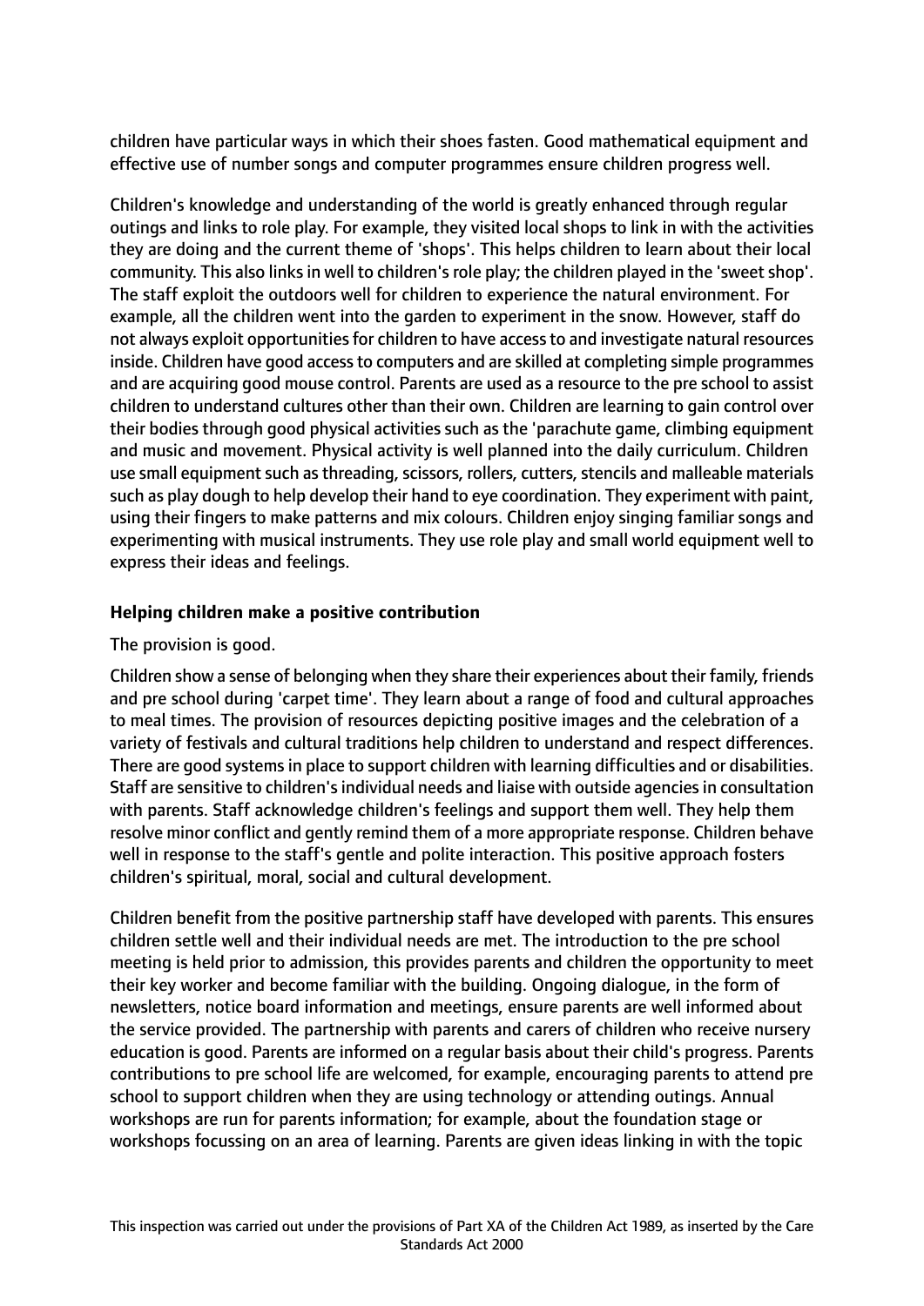children have particular ways in which their shoes fasten. Good mathematical equipment and effective use of number songs and computer programmes ensure children progress well.

Children's knowledge and understanding of the world is greatly enhanced through regular outings and links to role play. For example, they visited local shops to link in with the activities they are doing and the current theme of 'shops'. This helps children to learn about their local community. This also links in well to children's role play; the children played in the 'sweet shop'. The staff exploit the outdoors well for children to experience the natural environment. For example, all the children went into the garden to experiment in the snow. However, staff do not always exploit opportunities for children to have access to and investigate natural resources inside. Children have good access to computers and are skilled at completing simple programmes and are acquiring good mouse control. Parents are used as a resource to the pre school to assist children to understand cultures other than their own. Children are learning to gain control over their bodies through good physical activities such as the 'parachute game, climbing equipment and music and movement. Physical activity is well planned into the daily curriculum. Children use small equipment such as threading, scissors, rollers, cutters, stencils and malleable materials such as play dough to help develop their hand to eye coordination. They experiment with paint, using their fingers to make patterns and mix colours. Children enjoy singing familiar songs and experimenting with musical instruments. They use role play and small world equipment well to express their ideas and feelings.

**Helping children make a positive contribution**

The provision is good.

Children show a sense of belonging when they share their experiences about their family, friends and pre school during 'carpet time'. They learn about a range of food and cultural approaches to meal times. The provision of resources depicting positive images and the celebration of a variety of festivals and cultural traditions help children to understand and respect differences. There are good systems in place to support children with learning difficulties and or disabilities. Staff are sensitive to children's individual needs and liaise with outside agencies in consultation with parents. Staff acknowledge children's feelings and support them well. They help them resolve minor conflict and gently remind them of a more appropriate response. Children behave well in response to the staff's gentle and polite interaction. This positive approach fosters children's spiritual, moral, social and cultural development.

Children benefit from the positive partnership staff have developed with parents. This ensures children settle well and their individual needs are met. The introduction to the pre school meeting is held prior to admission, this provides parents and children the opportunity to meet their key worker and become familiar with the building. Ongoing dialogue, in the form of newsletters, notice board information and meetings, ensure parents are well informed about the service provided. The partnership with parents and carers of children who receive nursery education is good. Parents are informed on a regular basis about their child's progress. Parents contributions to pre school life are welcomed, for example, encouraging parents to attend pre school to support children when they are using technology or attending outings. Annual workshops are run for parents information; for example, about the foundation stage or workshops focussing on an area of learning. Parents are given ideas linking in with the topic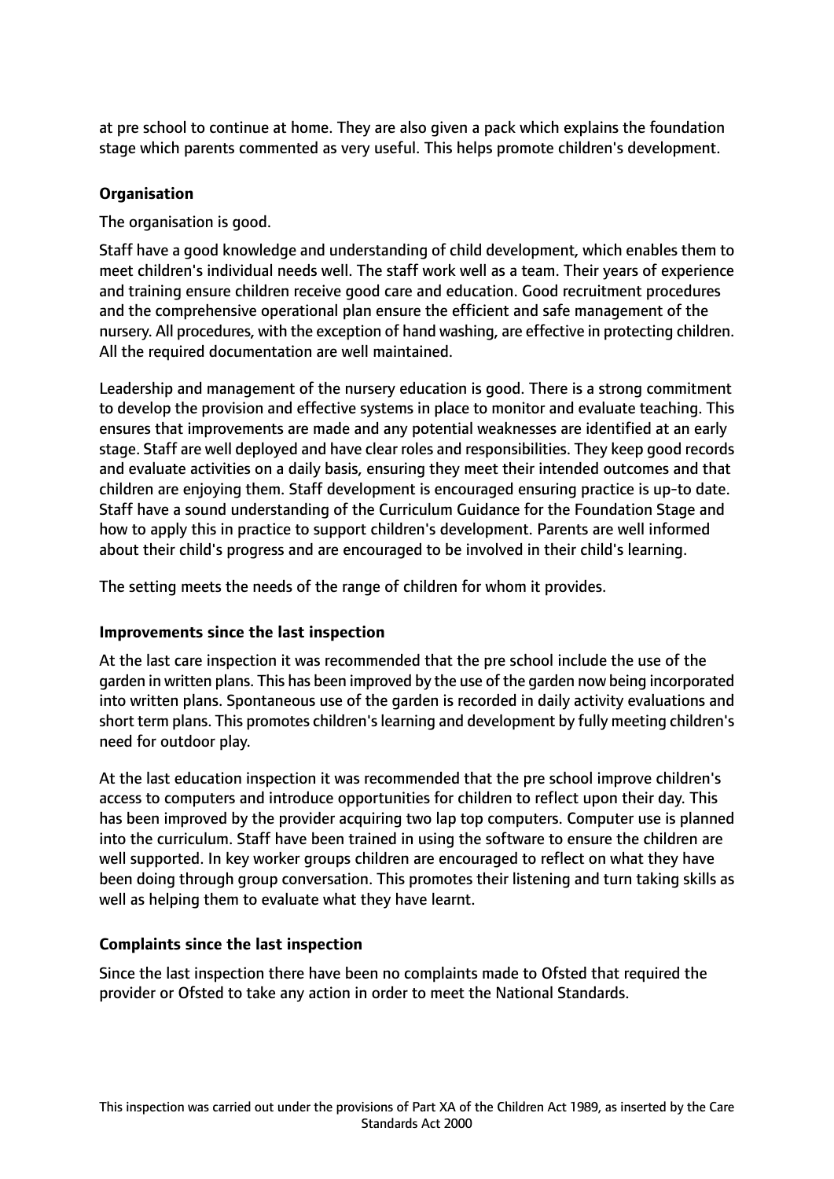at pre school to continue at home. They are also given a pack which explains the foundation stage which parents commented as very useful. This helps promote children's development.

**Organisation**

The organisation is good.

Staff have a good knowledge and understanding of child development, which enables them to meet children's individual needs well. The staff work well as a team. Their years of experience and training ensure children receive good care and education. Good recruitment procedures and the comprehensive operational plan ensure the efficient and safe management of the nursery. All procedures, with the exception of hand washing, are effective in protecting children. All the required documentation are well maintained.

Leadership and management of the nursery education is good. There is a strong commitment to develop the provision and effective systems in place to monitor and evaluate teaching. This ensures that improvements are made and any potential weaknesses are identified at an early stage. Staff are well deployed and have clear roles and responsibilities. They keep good records and evaluate activities on a daily basis, ensuring they meet their intended outcomes and that children are enjoying them. Staff development is encouraged ensuring practice is up-to date. Staff have a sound understanding of the Curriculum Guidance for the Foundation Stage and how to apply this in practice to support children's development. Parents are well informed about their child's progress and are encouraged to be involved in their child's learning.

The setting meets the needs of the range of children for whom it provides.

**Improvements since the last inspection**

At the last care inspection it was recommended that the pre school include the use of the garden in written plans. This has been improved by the use of the garden now being incorporated into written plans. Spontaneous use of the garden is recorded in daily activity evaluations and short term plans. This promotes children's learning and development by fully meeting children's need for outdoor play.

At the last education inspection it was recommended that the pre school improve children's access to computers and introduce opportunities for children to reflect upon their day. This has been improved by the provider acquiring two lap top computers. Computer use is planned into the curriculum. Staff have been trained in using the software to ensure the children are well supported. In key worker groups children are encouraged to reflect on what they have been doing through group conversation. This promotes their listening and turn taking skills as well as helping them to evaluate what they have learnt.

**Complaints since the last inspection**

Since the last inspection there have been no complaints made to Ofsted that required the provider or Ofsted to take any action in order to meet the National Standards.

This inspection was carried out under the provisions of Part XA of the Children Act 1989, as inserted by the Care Standards Act 2000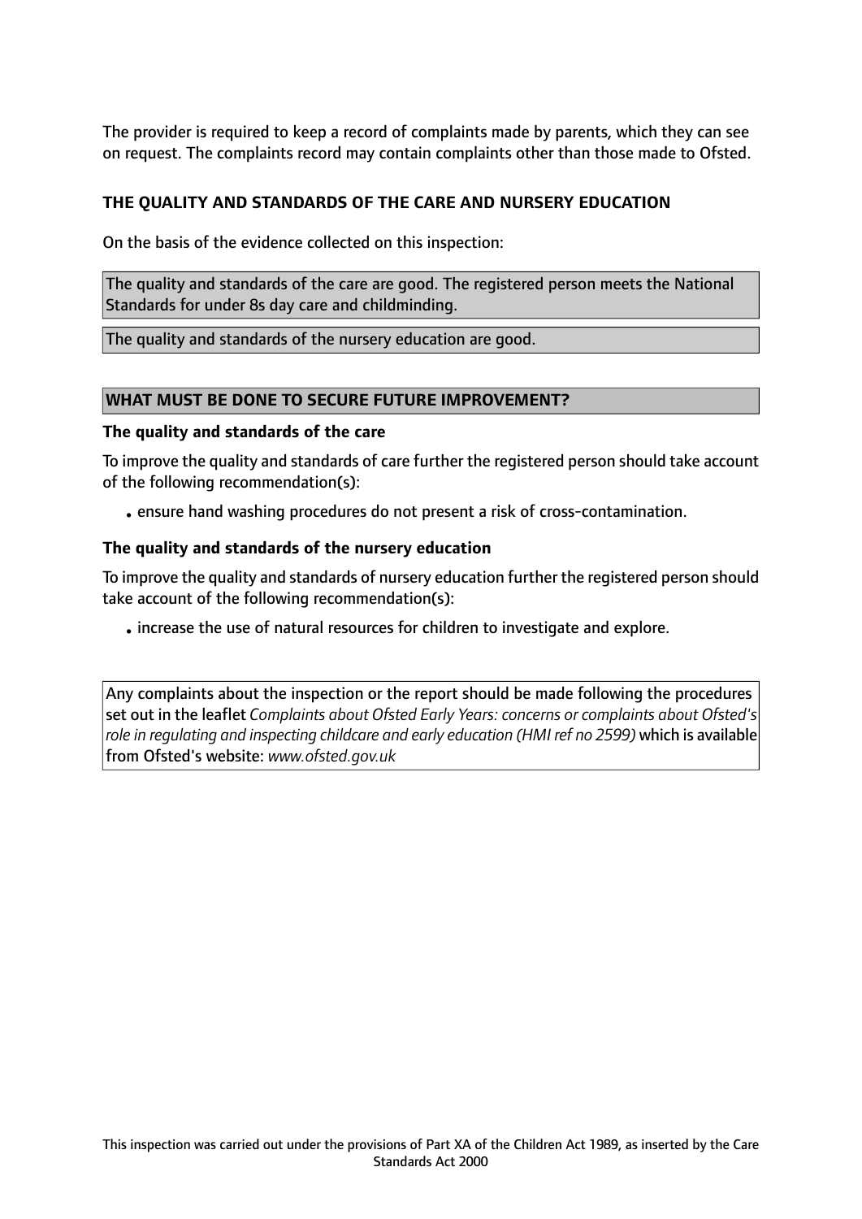The provider is required to keep a record of complaints made by parents, which they can see on request. The complaints record may contain complaints other than those made to Ofsted.

## THE QUALITY AND STANDARDS OF THE CARE AND NURSERY EDUCATION

On the basis of the evidence collected on this inspection:

The quality and standards of the care are good. The registered person meets the National Standards for under 8s day care and childminding.

The quality and standards of the nursery education are good.

## WHAT MUST BE DONE TO SECURE FUTURE IMPROVEMENT?

### The quality and standards of the care

To improve the quality and standards of care further the registered person should take account of the following recommendation(s):

- ensure hand washing procedures do not present a risk of cross-contamination.

### The quality and standards of the nursery education

To improve the quality and standards of nursery education further the registered person should take account of the following recommendation(s):

- increase the use of natural resources for children to investigate and explore.

Any complaints about the inspection or the report should be made following the procedures set out in the leaflet *Complaints about Ofsted Early Years: concerns or complaints about Ofsted's role in regulating and inspecting childcare and early education (HMI ref no 2599)* which is available from Ofsted's website: *www.ofsted.gov.uk*

This inspection was carried out under the provisions of Part XA of the Children Act 1989, as inserted by the Care Standards Act 2000